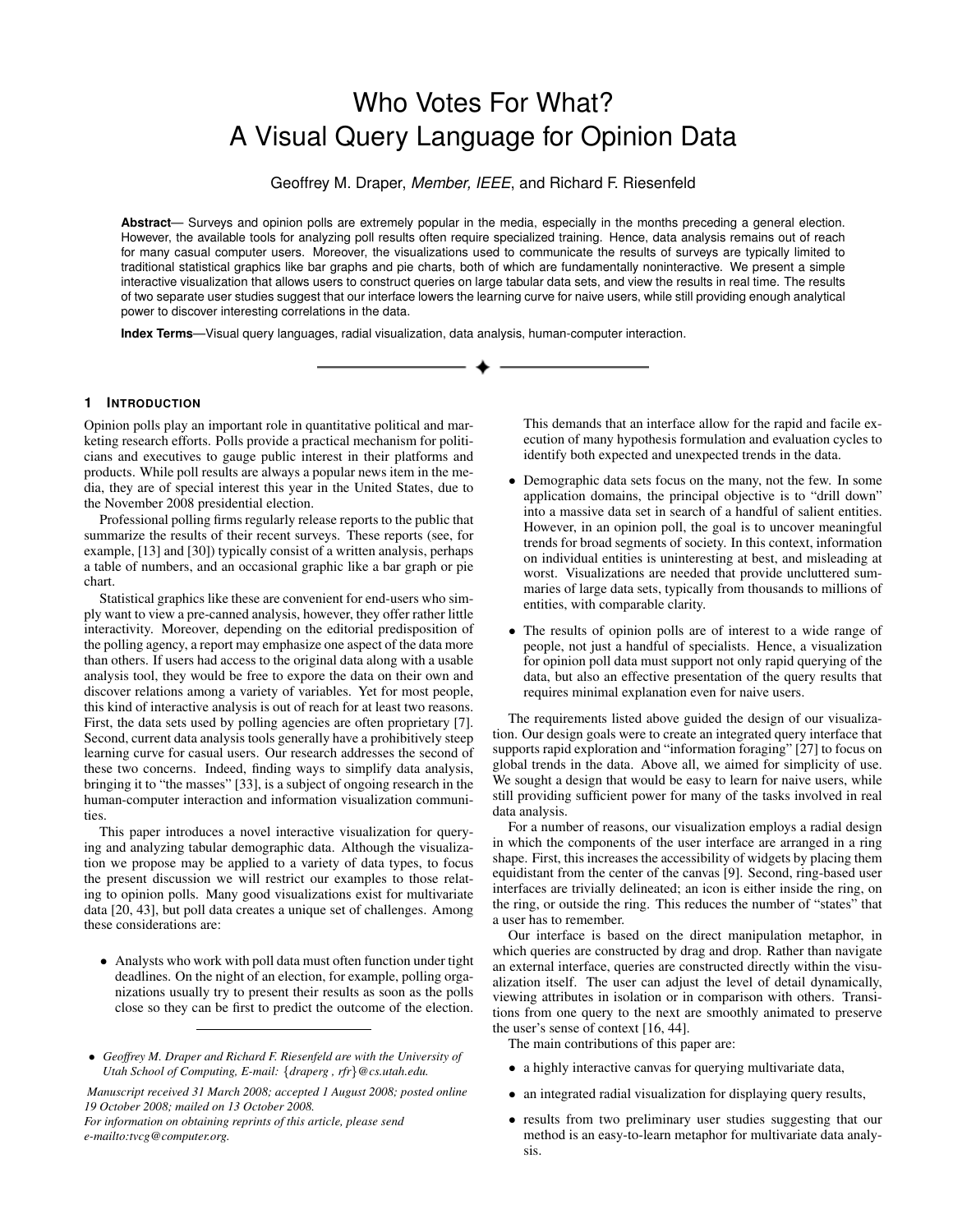# Who Votes For What? A Visual Query Language for Opinion Data

Geoffrey M. Draper, *Member, IEEE*, and Richard F. Riesenfeld

**Abstract**— Surveys and opinion polls are extremely popular in the media, especially in the months preceding a general election. However, the available tools for analyzing poll results often require specialized training. Hence, data analysis remains out of reach for many casual computer users. Moreover, the visualizations used to communicate the results of surveys are typically limited to traditional statistical graphics like bar graphs and pie charts, both of which are fundamentally noninteractive. We present a simple interactive visualization that allows users to construct queries on large tabular data sets, and view the results in real time. The results of two separate user studies suggest that our interface lowers the learning curve for naive users, while still providing enough analytical power to discover interesting correlations in the data.

**Index Terms**—Visual query languages, radial visualization, data analysis, human-computer interaction.

## 1 Introduction

Opinion polls play an important role in quantitative political and marketing research efforts. Polls provide a practical mechanism for politicians and executives to gauge public interest in their platforms and products. While poll results are always a popular news item in the media, they are of special interest this year in the United States, due to the November 2008 presidential election.

Professional polling firms regularly release reports to the public that summarize the results of their recent surveys. These reports (see, for example, [13] and [30]) typically consist of a written analysis, perhaps a table of numbers, and an occasional graphic like a bar graph or pie chart.

Statistical graphics like these are convenient for end-users who simply want to view a pre-canned analysis, however, they offer rather little interactivity. Moreover, depending on the editorial predisposition of the polling agency, a report may emphasize one aspect of the data more than others. If users had access to the original data along with a usable analysis tool, they would be free to expore the data on their own and discover relations among a variety of variables. Yet for most people, this kind of interactive analysis is out of reach for at least two reasons. First, the data sets used by polling agencies are often proprietary [7]. Second, current data analysis tools generally have a prohibitively steep learning curve for casual users. Our research addresses the second of these two concerns. Indeed, finding ways to simplify data analysis, bringing it to "the masses" [33], is a subject of ongoing research in the human-computer interaction and information visualization communities.

This paper introduces a novel interactive visualization for querying and analyzing tabular demographic data. Although the visualization we propose may be applied to a variety of data types, to focus the present discussion we will restrict our examples to those relating to opinion polls. Many good visualizations exist for multivariate data [20, 43], but poll data creates a unique set of challenges. Among these considerations are:

- Analysts who work with poll data must often function under tight deadlines. On the night of an election, for example, polling organizations usually try to present their results as soon as the polls close so they can be first to predict the outcome of the election. This demands that an interface allow for the rapid and facile execution of many hypothesis formulation and evaluation cycles to identify both expected and unexpected trends in the data.
- Demographic data sets focus on the many, not the few. In some application domains, the principal objective is to "drill down" into a massive data set in search of a handful of salient entities. However, in an opinion poll, the goal is to uncover meaningful trends for broad segments of society. In this context, information on individual entities is uninteresting at best, and misleading at worst. Visualizations are needed that provide uncluttered summaries of large data sets, typically from thousands to millions of entities, with comparable clarity.
- The results of opinion polls are of interest to a wide range of people, not just a handful of specialists. Hence, a visualization for opinion poll data must support not only rapid querying of the data, but also an effective presentation of the query results that requires minimal explanation even for naive users.

The requirements listed above guided the design of our visualization. Our design goals were to create an integrated query interface that supports rapid exploration and "information foraging" [27] to focus on global trends in the data. Above all, we aimed for simplicity of use. We sought a design that would be easy to learn for naive users, while still providing sufficient power for many of the tasks involved in real data analysis.

For a number of reasons, our visualization employs a radial design in which the components of the user interface are arranged in a ring shape. First, this increases the accessibility of widgets by placing them equidistant from the center of the canvas [9]. Second, ring-based user interfaces are trivially delineated; an icon is either inside the ring, on the ring, or outside the ring. This reduces the number of "states" that a user has to remember.

Our interface is based on the direct manipulation metaphor, in which queries are constructed by drag and drop. Rather than navigate an external interface, queries are constructed directly within the visualization itself. The user can adjust the level of detail dynamically, viewing attributes in isolation or in comparison with others. Transitions from one query to the next are smoothly animated to preserve the user's sense of context [16, 44].

The main contributions of this paper are:

- a highly interactive canvas for querying multivariate data,
- an integrated radial visualization for displaying query results,
- results from two preliminary user studies suggesting that our method is an easy-to-learn metaphor for multivariate data analysis.

---

- *Geoffrey M. Draper and Richard F. Riesenfeld are with the University of Utah School of Computing, E-mail: {draperg , rfr}@cs.utah.edu.*

*Manuscript received 31 March 2008; accepted 1 August 2008; posted online 19 October 2008; mailed on 13 October 2008.*
*For information on obtaining reprints of this article, please send e-mailto:tvcg@computer.org.*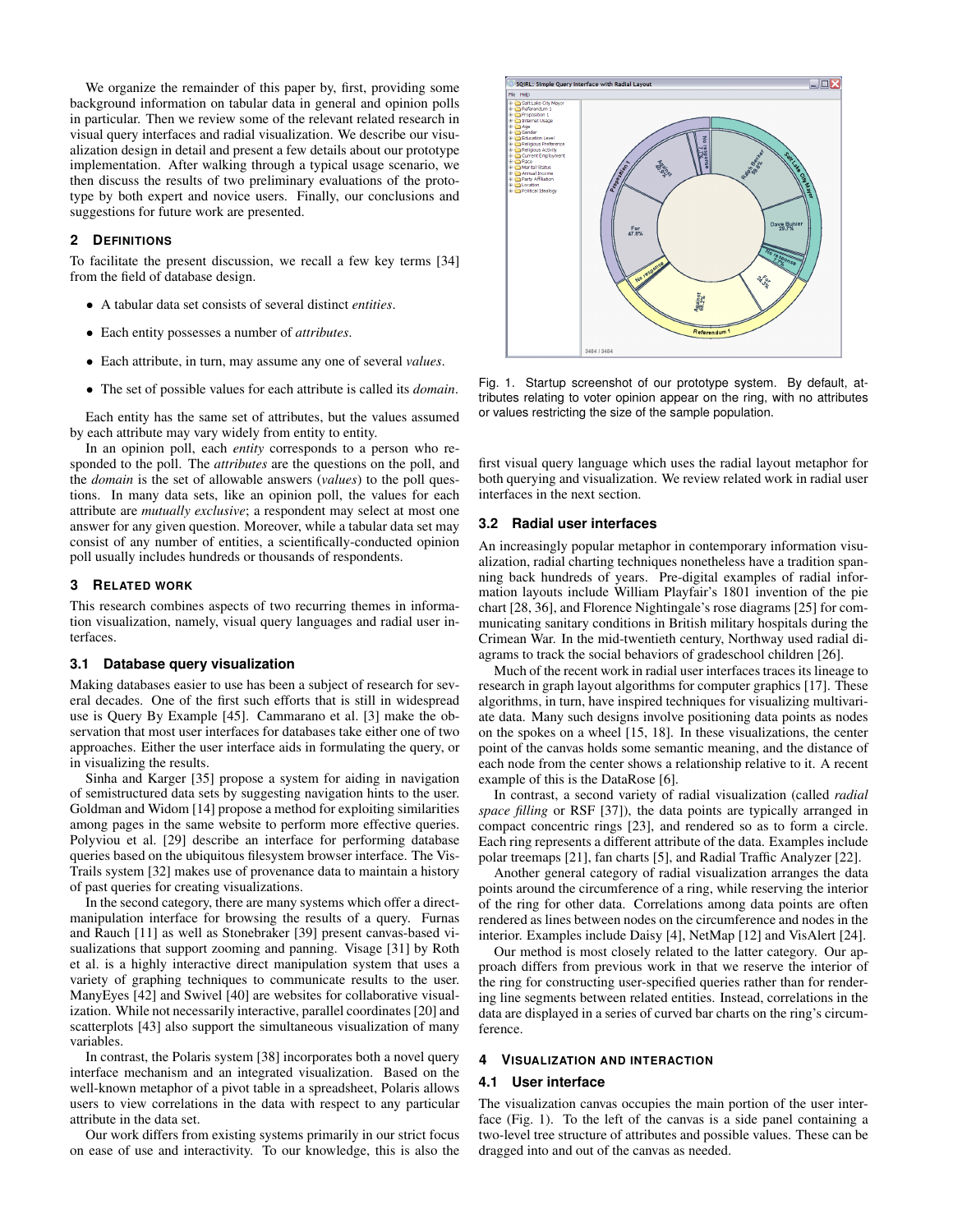We organize the remainder of this paper by, first, providing some background information on tabular data in general and opinion polls in particular. Then we review some of the relevant related research in visual query interfaces and radial visualization. We describe our visualization design in detail and present a few details about our prototype implementation. After walking through a typical usage scenario, we then discuss the results of two preliminary evaluations of the prototype by both expert and novice users. Finally, our conclusions and suggestions for future work are presented.

## 2 Definitions

To facilitate the present discussion, we recall a few key terms [34] from the field of database design.

- A tabular data set consists of several distinct *entities*.
- Each entity possesses a number of *attributes*.
- Each attribute, in turn, may assume any one of several *values*.
- The set of possible values for each attribute is called its *domain*.

Each entity has the same set of attributes, but the values assumed by each attribute may vary widely from entity to entity.

In an opinion poll, each *entity* corresponds to a person who responded to the poll. The *attributes* are the questions on the poll, and the *domain* is the set of allowable answers (*values*) to the poll questions. In many data sets, like an opinion poll, the values for each attribute are *mutually exclusive*; a respondent may select at most one answer for any given question. Moreover, while a tabular data set may consist of any number of entities, a scientifically-conducted opinion poll usually includes hundreds or thousands of respondents.

## 3 Related Work

This research combines aspects of two recurring themes in information visualization, namely, visual query languages and radial user interfaces.

### 3.1 Database query visualization

Making databases easier to use has been a subject of research for several decades. One of the first such efforts that is still in widespread use is Query By Example [45]. Cammarano et al. [3] make the observation that most user interfaces for databases take either one of two approaches. Either the user interface aids in formulating the query, or in visualizing the results.

Sinha and Karger [35] propose a system for aiding in navigation of semistructured data sets by suggesting navigation hints to the user. Goldman and Widom [14] propose a method for exploiting similarities among pages in the same website to perform more effective queries. Polyviou et al. [29] describe an interface for performing database queries based on the ubiquitous filesystem browser interface. The VisTrails system [32] makes use of provenance data to maintain a history of past queries for creating visualizations.

In the second category, there are many systems which offer a direct-manipulation interface for browsing the results of a query. Furnas and Rauch [11] as well as Stonebraker [39] present canvas-based visualizations that support zooming and panning. Visage [31] by Roth et al. is a highly interactive direct manipulation system that uses a variety of graphing techniques to communicate results to the user. ManyEyes [42] and Swivel [40] are websites for collaborative visualization. While not necessarily interactive, parallel coordinates [20] and scatterplots [43] also support the simultaneous visualization of many variables.

In contrast, the Polaris system [38] incorporates both a novel query interface mechanism and an integrated visualization. Based on the well-known metaphor of a pivot table in a spreadsheet, Polaris allows users to view correlations in the data with respect to any particular attribute in the data set.

Our work differs from existing systems primarily in our strict focus on ease of use and interactivity. To our knowledge, this is also the first visual query language which uses the radial layout metaphor for both querying and visualization. We review related work in radial user interfaces in the next section.

Fig. 1. Startup screenshot of our prototype system. By default, attributes relating to voter opinion appear on the ring, with no attributes or values restricting the size of the sample population.

### 3.2 Radial user interfaces

An increasingly popular metaphor in contemporary information visualization, radial charting techniques nonetheless have a tradition spanning back hundreds of years. Pre-digital examples of radial information layouts include William Playfair's 1801 invention of the pie chart [28, 36], and Florence Nightingale's rose diagrams [25] for communicating sanitary conditions in British military hospitals during the Crimean War. In the mid-twentieth century, Northway used radial diagrams to track the social behaviors of gradeschool children [26].

Much of the recent work in radial user interfaces traces its lineage to research in graph layout algorithms for computer graphics [17]. These algorithms, in turn, have inspired techniques for visualizing multivariate data. Many such designs involve positioning data points as nodes on the spokes on a wheel [15, 18]. In these visualizations, the center point of the canvas holds some semantic meaning, and the distance of each node from the center shows a relationship relative to it. A recent example of this is the DataRose [6].

In contrast, a second variety of radial visualization (called *radial space filling* or RSF [37]), the data points are typically arranged in compact concentric rings [23], and rendered so as to form a circle. Each ring represents a different attribute of the data. Examples include polar treemaps [21], fan charts [5], and Radial Traffic Analyzer [22].

Another general category of radial visualization arranges the data points around the circumference of a ring, while reserving the interior of the ring for other data. Correlations among data points are often rendered as lines between nodes on the circumference and nodes in the interior. Examples include Daisy [4], NetMap [12] and VisAlert [24].

Our method is most closely related to the latter category. Our approach differs from previous work in that we reserve the interior of the ring for constructing user-specified queries rather than for rendering line segments between related entities. Instead, correlations in the data are displayed in a series of curved bar charts on the ring's circumference.

## 4 Visualization and Interaction

### 4.1 User interface

The visualization canvas occupies the main portion of the user interface (Fig. 1). To the left of the canvas is a side panel containing a two-level tree structure of attributes and possible values. These can be dragged into and out of the canvas as needed.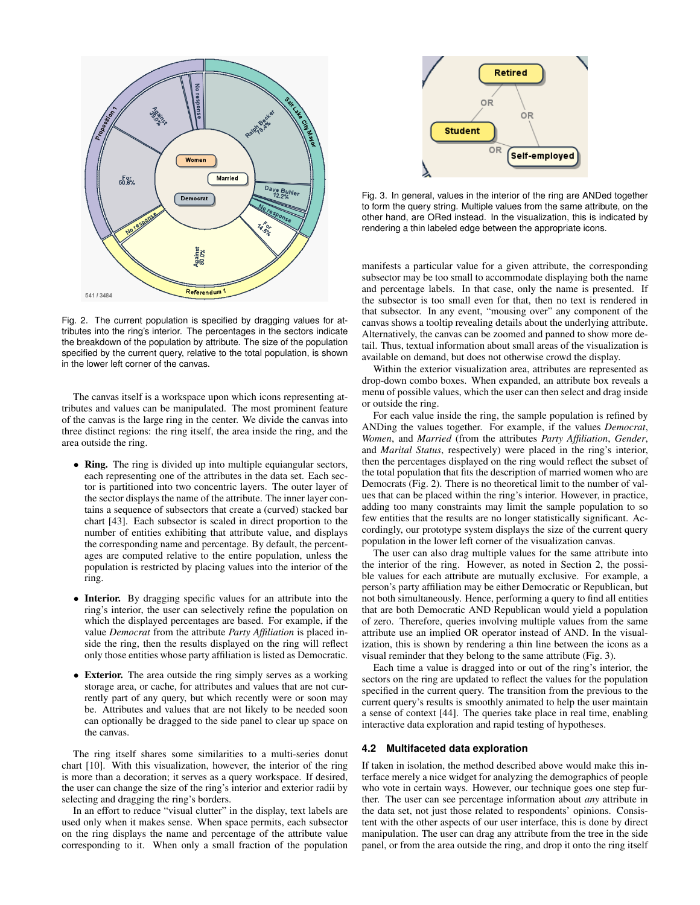Proposition 1
Against 39.0%
No response
Salt Lake City Mayor
Ralph Becker 78.4%
Women
Married
Democrat
For 50.8%
Dave Buhler 12.2%
No response
No response
For 14.6%
Against 80.0%
Referendum 1
541 / 3484

Fig. 2. The current population is specified by dragging values for attributes into the ring's interior. The percentages in the sectors indicate the breakdown of the population by attribute. The size of the population specified by the current query, relative to the total population, is shown in the lower left corner of the canvas.

Retired
OR
OR
Student
OR
Self-employed

Fig. 3. In general, values in the interior of the ring are ANDed together to form the query string. Multiple values from the same attribute, on the other hand, are ORed instead. In the visualization, this is indicated by rendering a thin labeled edge between the appropriate icons.

The canvas itself is a workspace upon which icons representing attributes and values can be manipulated. The most prominent feature of the canvas is the large ring in the center. We divide the canvas into three distinct regions: the ring itself, the area inside the ring, and the area outside the ring.

- **Ring.** The ring is divided up into multiple equiangular sectors, each representing one of the attributes in the data set. Each sector is partitioned into two concentric layers. The outer layer of the sector displays the name of the attribute. The inner layer contains a sequence of subsectors that create a (curved) stacked bar chart [43]. Each subsector is scaled in direct proportion to the number of entities exhibiting that attribute value, and displays the corresponding name and percentage. By default, the percentages are computed relative to the entire population, unless the population is restricted by placing values into the interior of the ring.

- **Interior.** By dragging specific values for an attribute into the ring's interior, the user can selectively refine the population on which the displayed percentages are based. For example, if the value *Democrat* from the attribute *Party Affiliation* is placed inside the ring, then the results displayed on the ring will reflect only those entities whose party affiliation is listed as Democratic.

- **Exterior.** The area outside the ring simply serves as a working storage area, or cache, for attributes and values that are not currently part of any query, but which recently were or soon may be. Attributes and values that are not likely to be needed soon can optionally be dragged to the side panel to clear up space on the canvas.

The ring itself shares some similarities to a multi-series donut chart [10]. With this visualization, however, the interior of the ring is more than a decoration; it serves as a query workspace. If desired, the user can change the size of the ring's interior and exterior radii by selecting and dragging the ring's borders.

In an effort to reduce "visual clutter" in the display, text labels are used only when it makes sense. When space permits, each subsector on the ring displays the name and percentage of the attribute value corresponding to it. When only a small fraction of the population manifests a particular value for a given attribute, the corresponding subsector may be too small to accommodate displaying both the name and percentage labels. In that case, only the name is presented. If the subsector is too small even for that, then no text is rendered in that subsector. In any event, "mousing over" any component of the canvas shows a tooltip revealing details about the underlying attribute. Alternatively, the canvas can be zoomed and panned to show more detail. Thus, textual information about small areas of the visualization is available on demand, but does not otherwise crowd the display.

Within the exterior visualization area, attributes are represented as drop-down combo boxes. When expanded, an attribute box reveals a menu of possible values, which the user can then select and drag inside or outside the ring.

For each value inside the ring, the sample population is refined by ANDing the values together. For example, if the values *Democrat*, *Women*, and *Married* (from the attributes *Party Affiliation*, *Gender*, and *Marital Status*, respectively) were placed in the ring's interior, then the percentages displayed on the ring would reflect the subset of the total population that fits the description of married women who are Democrats (Fig. 2). There is no theoretical limit to the number of values that can be placed within the ring's interior. However, in practice, adding too many constraints may limit the sample population to so few entities that the results are no longer statistically significant. Accordingly, our prototype system displays the size of the current query population in the lower left corner of the visualization canvas.

The user can also drag multiple values for the same attribute into the interior of the ring. However, as noted in Section 2, the possible values for each attribute are mutually exclusive. For example, a person's party affiliation may be either Democratic or Republican, but not both simultaneously. Hence, performing a query to find all entities that are both Democratic AND Republican would yield a population of zero. Therefore, queries involving multiple values from the same attribute use an implied OR operator instead of AND. In the visualization, this is shown by rendering a thin line between the icons as a visual reminder that they belong to the same attribute (Fig. 3).

Each time a value is dragged into or out of the ring's interior, the sectors on the ring are updated to reflect the values for the population specified in the current query. The transition from the previous to the current query's results is smoothly animated to help the user maintain a sense of context [44]. The queries take place in real time, enabling interactive data exploration and rapid testing of hypotheses.

### 4.2 Multifaceted data exploration

If taken in isolation, the method described above would make this interface merely a nice widget for analyzing the demographics of people who vote in certain ways. However, our technique goes one step further. The user can see percentage information about *any* attribute in the data set, not just those related to respondents' opinions. Consistent with the other aspects of our user interface, this is done by direct manipulation. The user can drag any attribute from the tree in the side panel, or from the area outside the ring, and drop it onto the ring itself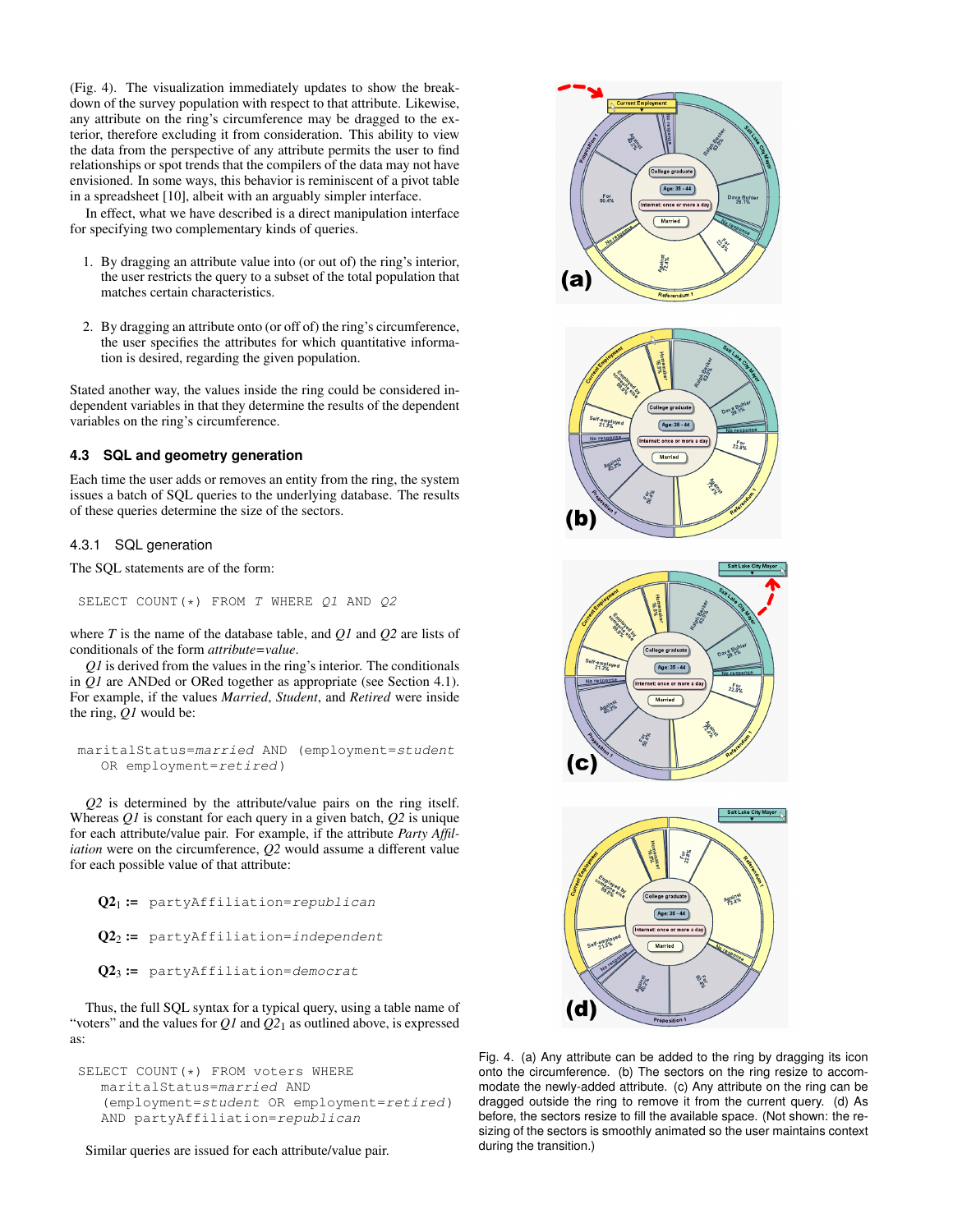(Fig. 4). The visualization immediately updates to show the breakdown of the survey population with respect to that attribute. Likewise, any attribute on the ring's circumference may be dragged to the exterior, therefore excluding it from consideration. This ability to view the data from the perspective of any attribute permits the user to find relationships or spot trends that the compilers of the data may not have envisioned. In some ways, this behavior is reminiscent of a pivot table in a spreadsheet [10], albeit with an arguably simpler interface.

In effect, what we have described is a direct manipulation interface for specifying two complementary kinds of queries.

1. By dragging an attribute value into (or out of) the ring's interior, the user restricts the query to a subset of the total population that matches certain characteristics.

2. By dragging an attribute onto (or off of) the ring's circumference, the user specifies the attributes for which quantitative information is desired, regarding the given population.

Stated another way, the values inside the ring could be considered independent variables in that they determine the results of the dependent variables on the ring's circumference.

### 4.3 SQL and geometry generation

Each time the user adds or removes an entity from the ring, the system issues a batch of SQL queries to the underlying database. The results of these queries determine the size of the sectors.

#### 4.3.1 SQL generation

The SQL statements are of the form:

```
SELECT COUNT(*) FROM T WHERE Q1 AND Q2
```

where *T* is the name of the database table, and *Q1* and *Q2* are lists of conditionals of the form *attribute=value*.

*Q1* is derived from the values in the ring's interior. The conditionals in *Q1* are ANDed or ORed together as appropriate (see Section 4.1). For example, if the values *Married*, *Student*, and *Retired* were inside the ring, *Q1* would be:

```
maritalStatus=married AND (employment=student
   OR employment=retired)
```

*Q2* is determined by the attribute/value pairs on the ring itself. Whereas *Q1* is constant for each query in a given batch, *Q2* is unique for each attribute/value pair. For example, if the attribute *Party Affiliation* were on the circumference, *Q2* would assume a different value for each possible value of that attribute:

**$Q2_1$ :=** `partyAffiliation=republican`

**$Q2_2$ :=** `partyAffiliation=independent`

**$Q2_3$ :=** `partyAffiliation=democrat`

Thus, the full SQL syntax for a typical query, using a table name of "voters" and the values for *Q1* and $Q2_1$ as outlined above, is expressed as:

```
SELECT COUNT(*) FROM voters WHERE
   maritalStatus=married AND
   (employment=student OR employment=retired)
   AND partyAffiliation=republican
```

Similar queries are issued for each attribute/value pair.

Fig. 4. (a) Any attribute can be added to the ring by dragging its icon onto the circumference. (b) The sectors on the ring resize to accommodate the newly-added attribute. (c) Any attribute on the ring can be dragged outside the ring to remove it from the current query. (d) As before, the sectors resize to fill the available space. (Not shown: the resizing of the sectors is smoothly animated so the user maintains context during the transition.)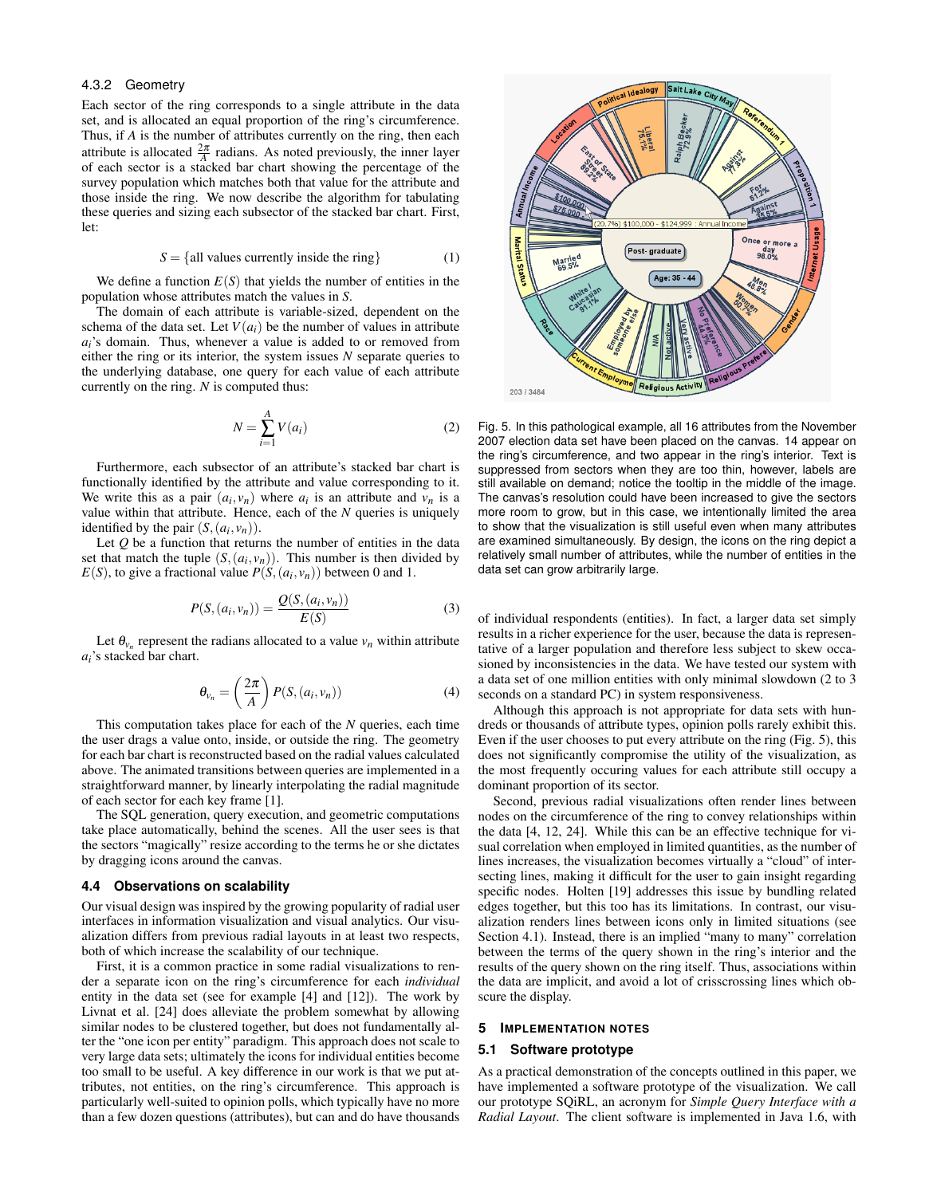### 4.3.2 Geometry

Each sector of the ring corresponds to a single attribute in the data set, and is allocated an equal proportion of the ring's circumference. Thus, if $A$ is the number of attributes currently on the ring, then each attribute is allocated $\frac{2\pi}{A}$ radians. As noted previously, the inner layer of each sector is a stacked bar chart showing the percentage of the survey population which matches both that value for the attribute and those inside the ring. We now describe the algorithm for tabulating these queries and sizing each subsector of the stacked bar chart. First, let:

$$S = \{\text{all values currently inside the ring}\} \tag{1}$$

We define a function $E(S)$ that yields the number of entities in the population whose attributes match the values in $S$.

The domain of each attribute is variable-sized, dependent on the schema of the data set. Let $V(a_i)$ be the number of values in attribute $a_i$'s domain. Thus, whenever a value is added to or removed from either the ring or its interior, the system issues $N$ separate queries to the underlying database, one query for each value of each attribute currently on the ring. $N$ is computed thus:

$$N = \sum_{i=1}^{A} V(a_i) \tag{2}$$

Furthermore, each subsector of an attribute's stacked bar chart is functionally identified by the attribute and value corresponding to it. We write this as a pair $(a_i, v_n)$ where $a_i$ is an attribute and $v_n$ is a value within that attribute. Hence, each of the $N$ queries is uniquely identified by the pair $(S, (a_i, v_n))$.

Let $Q$ be a function that returns the number of entities in the data set that match the tuple $(S, (a_i, v_n))$. This number is then divided by $E(S)$, to give a fractional value $P(S, (a_i, v_n))$ between 0 and 1.

$$P(S, (a_i, v_n)) = \frac{Q(S, (a_i, v_n))}{E(S)} \tag{3}$$

Let $\theta_{v_n}$ represent the radians allocated to a value $v_n$ within attribute $a_i$'s stacked bar chart.

$$\theta_{v_n} = \left(\frac{2\pi}{A}\right) P(S, (a_i, v_n)) \tag{4}$$

This computation takes place for each of the $N$ queries, each time the user drags a value onto, inside, or outside the ring. The geometry for each bar chart is reconstructed based on the radial values calculated above. The animated transitions between queries are implemented in a straightforward manner, by linearly interpolating the radial magnitude of each sector for each key frame [1].

The SQL generation, query execution, and geometric computations take place automatically, behind the scenes. All the user sees is that the sectors "magically" resize according to the terms he or she dictates by dragging icons around the canvas.

### 4.4 Observations on scalability

Our visual design was inspired by the growing popularity of radial user interfaces in information visualization and visual analytics. Our visualization differs from previous radial layouts in at least two respects, both of which increase the scalability of our technique.

First, it is a common practice in some radial visualizations to render a separate icon on the ring's circumference for each *individual* entity in the data set (see for example [4] and [12]). The work by Livnat et al. [24] does alleviate the problem somewhat by allowing similar nodes to be clustered together, but does not fundamentally alter the "one icon per entity" paradigm. This approach does not scale to very large data sets; ultimately the icons for individual entities become too small to be useful. A key difference in our work is that we put attributes, not entities, on the ring's circumference. This approach is particularly well-suited to opinion polls, which typically have no more than a few dozen questions (attributes), but can and do have thousands of individual respondents (entities). In fact, a larger data set simply results in a richer experience for the user, because the data is representative of a larger population and therefore less subject to skew occasioned by inconsistencies in the data. We have tested our system with a data set of one million entities with only minimal slowdown (2 to 3 seconds on a standard PC) in system responsiveness.

Fig. 5. In this pathological example, all 16 attributes from the November 2007 election data set have been placed on the canvas. 14 appear on the ring's circumference, and two appear in the ring's interior. Text is suppressed from sectors when they are too thin, however, labels are still available on demand; notice the tooltip in the middle of the image. The canvas's resolution could have been increased to give the sectors more room to grow, but in this case, we intentionally limited the area to show that the visualization is still useful even when many attributes are examined simultaneously. By design, the icons on the ring depict a relatively small number of attributes, while the number of entities in the data set can grow arbitrarily large.

Although this approach is not appropriate for data sets with hundreds or thousands of attribute types, opinion polls rarely exhibit this. Even if the user chooses to put every attribute on the ring (Fig. 5), this does not significantly compromise the utility of the visualization, as the most frequently occuring values for each attribute still occupy a dominant proportion of its sector.

Second, previous radial visualizations often render lines between nodes on the circumference of the ring to convey relationships within the data [4, 12, 24]. While this can be an effective technique for visual correlation when employed in limited quantities, as the number of lines increases, the visualization becomes virtually a "cloud" of intersecting lines, making it difficult for the user to gain insight regarding specific nodes. Holten [19] addresses this issue by bundling related edges together, but this too has its limitations. In contrast, our visualization renders lines between icons only in limited situations (see Section 4.1). Instead, there is an implied "many to many" correlation between the terms of the query shown in the ring's interior and the results of the query shown on the ring itself. Thus, associations within the data are implicit, and avoid a lot of crisscrossing lines which obscure the display.

## 5 Implementation Notes

### 5.1 Software prototype

As a practical demonstration of the concepts outlined in this paper, we have implemented a software prototype of the visualization. We call our prototype SQiRL, an acronym for *Simple Query Interface with a Radial Layout*. The client software is implemented in Java 1.6, with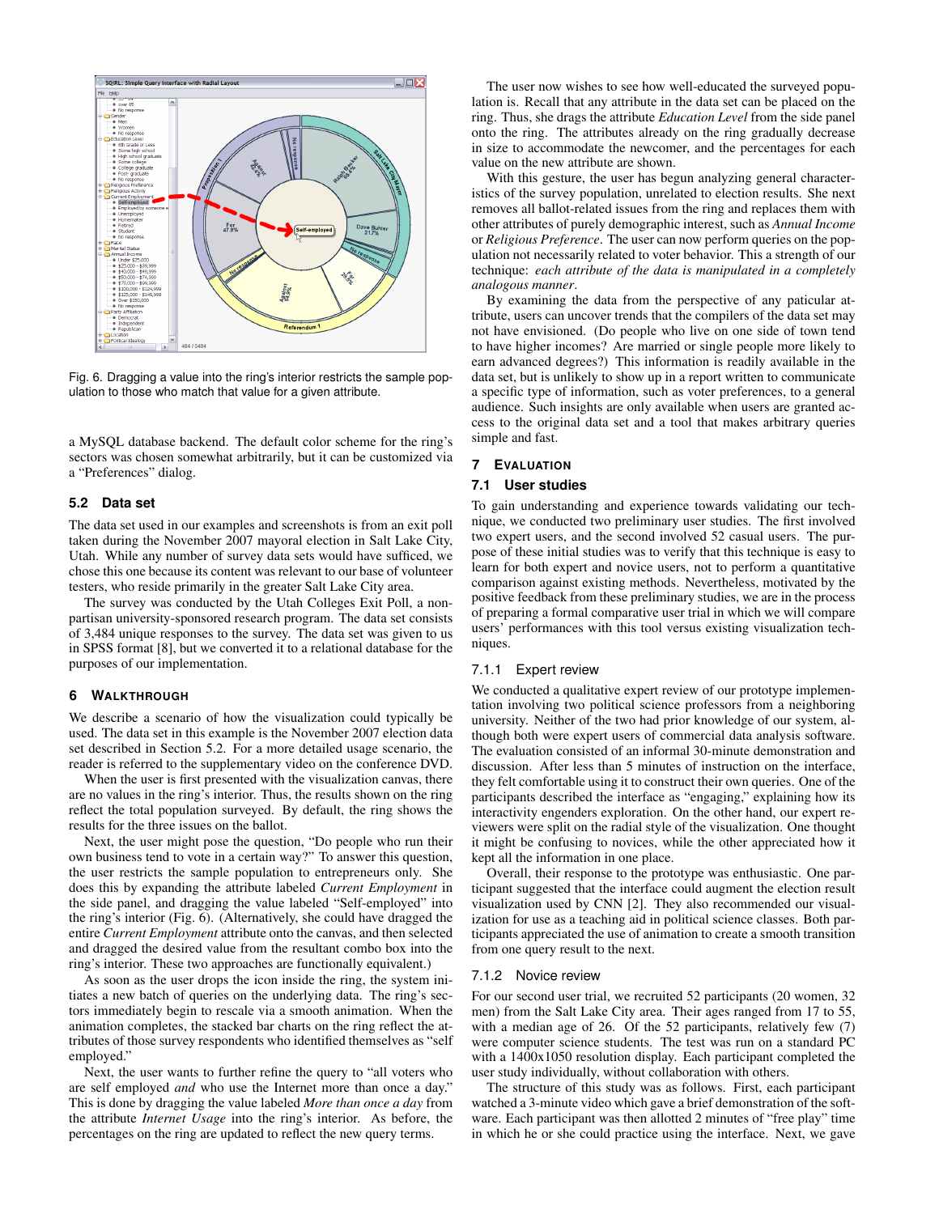Fig. 6. Dragging a value into the ring's interior restricts the sample population to those who match that value for a given attribute.

a MySQL database backend. The default color scheme for the ring's sectors was chosen somewhat arbitrarily, but it can be customized via a "Preferences" dialog.

### 5.2 Data set

The data set used in our examples and screenshots is from an exit poll taken during the November 2007 mayoral election in Salt Lake City, Utah. While any number of survey data sets would have sufficed, we chose this one because its content was relevant to our base of volunteer testers, who reside primarily in the greater Salt Lake City area.

The survey was conducted by the Utah Colleges Exit Poll, a non-partisan university-sponsored research program. The data set consists of 3,484 unique responses to the survey. The data set was given to us in SPSS format [8], but we converted it to a relational database for the purposes of our implementation.

## 6 WALKTHROUGH

We describe a scenario of how the visualization could typically be used. The data set in this example is the November 2007 election data set described in Section 5.2. For a more detailed usage scenario, the reader is referred to the supplementary video on the conference DVD.

When the user is first presented with the visualization canvas, there are no values in the ring's interior. Thus, the results shown on the ring reflect the total population surveyed. By default, the ring shows the results for the three issues on the ballot.

Next, the user might pose the question, "Do people who run their own business tend to vote in a certain way?" To answer this question, the user restricts the sample population to entrepreneurs only. She does this by expanding the attribute labeled *Current Employment* in the side panel, and dragging the value labeled "Self-employed" into the ring's interior (Fig. 6). (Alternatively, she could have dragged the entire *Current Employment* attribute onto the canvas, and then selected and dragged the desired value from the resultant combo box into the ring's interior. These two approaches are functionally equivalent.)

As soon as the user drops the icon inside the ring, the system initiates a new batch of queries on the underlying data. The ring's sectors immediately begin to rescale via a smooth animation. When the animation completes, the stacked bar charts on the ring reflect the attributes of those survey respondents who identified themselves as "self employed."

Next, the user wants to further refine the query to "all voters who are self employed *and* who use the Internet more than once a day." This is done by dragging the value labeled *More than once a day* from the attribute *Internet Usage* into the ring's interior. As before, the percentages on the ring are updated to reflect the new query terms.

The user now wishes to see how well-educated the surveyed population is. Recall that any attribute in the data set can be placed on the ring. Thus, she drags the attribute *Education Level* from the side panel onto the ring. The attributes already on the ring gradually decrease in size to accommodate the newcomer, and the percentages for each value on the new attribute are shown.

With this gesture, the user has begun analyzing general characteristics of the survey population, unrelated to election results. She next removes all ballot-related issues from the ring and replaces them with other attributes of purely demographic interest, such as *Annual Income* or *Religious Preference*. The user can now perform queries on the population not necessarily related to voter behavior. This is a strength of our technique: *each attribute of the data is manipulated in a completely analogous manner*.

By examining the data from the perspective of any paticular attribute, users can uncover trends that the compilers of the data set may not have envisioned. (Do people who live on one side of town tend to have higher incomes? Are married or single people more likely to earn advanced degrees?) This information is readily available in the data set, but is unlikely to show up in a report written to communicate a specific type of information, such as voter preferences, to a general audience. Such insights are only available when users are granted access to the original data set and a tool that makes arbitrary queries simple and fast.

## 7 EVALUATION

### 7.1 User studies

To gain understanding and experience towards validating our technique, we conducted two preliminary user studies. The first involved two expert users, and the second involved 52 casual users. The purpose of these initial studies was to verify that this technique is easy to learn for both expert and novice users, not to perform a quantitative comparison against existing methods. Nevertheless, motivated by the positive feedback from these preliminary studies, we are in the process of preparing a formal comparative user trial in which we will compare users' performances with this tool versus existing visualization techniques.

#### 7.1.1 Expert review

We conducted a qualitative expert review of our prototype implementation involving two political science professors from a neighboring university. Neither of the two had prior knowledge of our system, although both were expert users of commercial data analysis software. The evaluation consisted of an informal 30-minute demonstration and discussion. After less than 5 minutes of instruction on the interface, they felt comfortable using it to construct their own queries. One of the participants described the interface as "engaging," explaining how its interactivity engenders exploration. On the other hand, our expert reviewers were split on the radial style of the visualization. One thought it might be confusing to novices, while the other appreciated how it kept all the information in one place.

Overall, their response to the prototype was enthusiastic. One participant suggested that the interface could augment the election result visualization used by CNN [2]. They also recommended our visualization for use as a teaching aid in political science classes. Both participants appreciated the use of animation to create a smooth transition from one query result to the next.

#### 7.1.2 Novice review

For our second user trial, we recruited 52 participants (20 women, 32 men) from the Salt Lake City area. Their ages ranged from 17 to 55, with a median age of 26. Of the 52 participants, relatively few (7) were computer science students. The test was run on a standard PC with a 1400x1050 resolution display. Each participant completed the user study individually, without collaboration with others.

The structure of this study was as follows. First, each participant watched a 3-minute video which gave a brief demonstration of the software. Each participant was then allotted 2 minutes of "free play" time in which he or she could practice using the interface. Next, we gave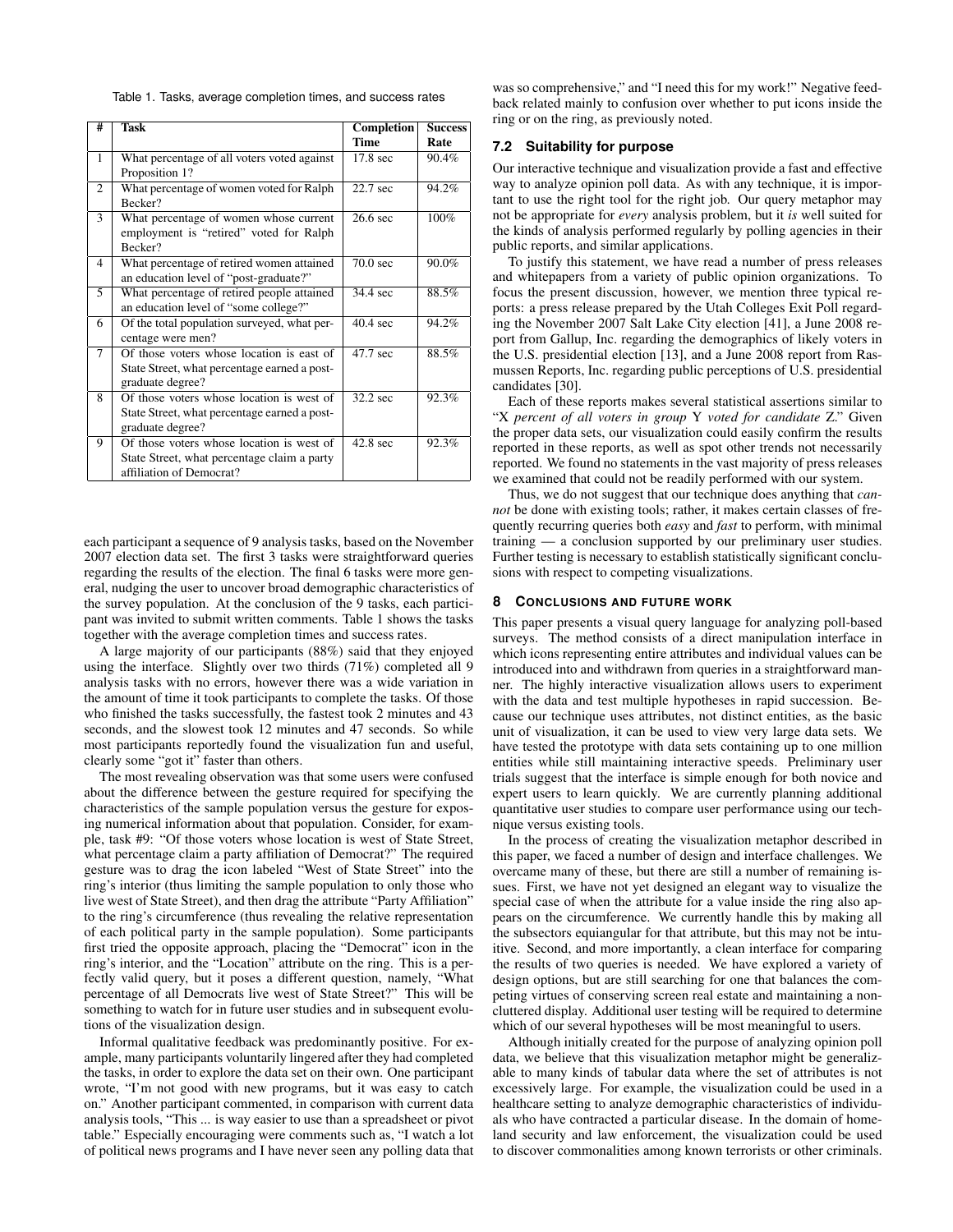Table 1. Tasks, average completion times, and success rates

| # | Task | Completion Time | Success Rate |
|---|---|---|---|
| 1 | What percentage of all voters voted against Proposition 1? | 17.8 sec | 90.4% |
| 2 | What percentage of women voted for Ralph Becker? | 22.7 sec | 94.2% |
| 3 | What percentage of women whose current employment is "retired" voted for Ralph Becker? | 26.6 sec | 100% |
| 4 | What percentage of retired women attained an education level of "post-graduate?" | 70.0 sec | 90.0% |
| 5 | What percentage of retired people attained an education level of "some college?" | 34.4 sec | 88.5% |
| 6 | Of the total population surveyed, what percentage were men? | 40.4 sec | 94.2% |
| 7 | Of those voters whose location is east of State Street, what percentage earned a post-graduate degree? | 47.7 sec | 88.5% |
| 8 | Of those voters whose location is west of State Street, what percentage earned a post-graduate degree? | 32.2 sec | 92.3% |
| 9 | Of those voters whose location is west of State Street, what percentage claim a party affiliation of Democrat? | 42.8 sec | 92.3% |

each participant a sequence of 9 analysis tasks, based on the November 2007 election data set. The first 3 tasks were straightforward queries regarding the results of the election. The final 6 tasks were more general, nudging the user to uncover broad demographic characteristics of the survey population. At the conclusion of the 9 tasks, each participant was invited to submit written comments. Table 1 shows the tasks together with the average completion times and success rates.

A large majority of our participants (88%) said that they enjoyed using the interface. Slightly over two thirds (71%) completed all 9 analysis tasks with no errors, however there was a wide variation in the amount of time it took participants to complete the tasks. Of those who finished the tasks successfully, the fastest took 2 minutes and 43 seconds, and the slowest took 12 minutes and 47 seconds. So while most participants reportedly found the visualization fun and useful, clearly some "got it" faster than others.

The most revealing observation was that some users were confused about the difference between the gesture required for specifying the characteristics of the sample population versus the gesture for exposing numerical information about that population. Consider, for example, task #9: "Of those voters whose location is west of State Street, what percentage claim a party affiliation of Democrat?" The required gesture was to drag the icon labeled "West of State Street" into the ring's interior (thus limiting the sample population to only those who live west of State Street), and then drag the attribute "Party Affiliation" to the ring's circumference (thus revealing the relative representation of each political party in the sample population). Some participants first tried the opposite approach, placing the "Democrat" icon in the ring's interior, and the "Location" attribute on the ring. This is a perfectly valid query, but it poses a different question, namely, "What percentage of all Democrats live west of State Street?" This will be something to watch for in future user studies and in subsequent evolutions of the visualization design.

Informal qualitative feedback was predominantly positive. For example, many participants voluntarily lingered after they had completed the tasks, in order to explore the data set on their own. One participant wrote, "I'm not good with new programs, but it was easy to catch on." Another participant commented, in comparison with current data analysis tools, "This ... is way easier to use than a spreadsheet or pivot table." Especially encouraging were comments such as, "I watch a lot of political news programs and I have never seen any polling data that was so comprehensive," and "I need this for my work!" Negative feedback related mainly to confusion over whether to put icons inside the ring or on the ring, as previously noted.

### 7.2 Suitability for purpose

Our interactive technique and visualization provide a fast and effective way to analyze opinion poll data. As with any technique, it is important to use the right tool for the right job. Our query metaphor may not be appropriate for *every* analysis problem, but it *is* well suited for the kinds of analysis performed regularly by polling agencies in their public reports, and similar applications.

To justify this statement, we have read a number of press releases and whitepapers from a variety of public opinion organizations. To focus the present discussion, however, we mention three typical reports: a press release prepared by the Utah Colleges Exit Poll regarding the November 2007 Salt Lake City election [41], a June 2008 report from Gallup, Inc. regarding the demographics of likely voters in the U.S. presidential election [13], and a June 2008 report from Rasmussen Reports, Inc. regarding public perceptions of U.S. presidential candidates [30].

Each of these reports makes several statistical assertions similar to "X *percent of all voters in group* Y *voted for candidate* Z." Given the proper data sets, our visualization could easily confirm the results reported in these reports, as well as spot other trends not necessarily reported. We found no statements in the vast majority of press releases we examined that could not be readily performed with our system.

Thus, we do not suggest that our technique does anything that *cannot* be done with existing tools; rather, it makes certain classes of frequently recurring queries both *easy* and *fast* to perform, with minimal training — a conclusion supported by our preliminary user studies. Further testing is necessary to establish statistically significant conclusions with respect to competing visualizations.

## 8 Conclusions and Future Work

This paper presents a visual query language for analyzing poll-based surveys. The method consists of a direct manipulation interface in which icons representing entire attributes and individual values can be introduced into and withdrawn from queries in a straightforward manner. The highly interactive visualization allows users to experiment with the data and test multiple hypotheses in rapid succession. Because our technique uses attributes, not distinct entities, as the basic unit of visualization, it can be used to view very large data sets. We have tested the prototype with data sets containing up to one million entities while still maintaining interactive speeds. Preliminary user trials suggest that the interface is simple enough for both novice and expert users to learn quickly. We are currently planning additional quantitative user studies to compare user performance using our technique versus existing tools.

In the process of creating the visualization metaphor described in this paper, we faced a number of design and interface challenges. We overcame many of these, but there are still a number of remaining issues. First, we have not yet designed an elegant way to visualize the special case of when the attribute for a value inside the ring also appears on the circumference. We currently handle this by making all the subsectors equiangular for that attribute, but this may not be intuitive. Second, and more importantly, a clean interface for comparing the results of two queries is needed. We have explored a variety of design options, but are still searching for one that balances the competing virtues of conserving screen real estate and maintaining a non-cluttered display. Additional user testing will be required to determine which of our several hypotheses will be most meaningful to users.

Although initially created for the purpose of analyzing opinion poll data, we believe that this visualization metaphor might be generalizable to many kinds of tabular data where the set of attributes is not excessively large. For example, the visualization could be used in a healthcare setting to analyze demographic characteristics of individuals who have contracted a particular disease. In the domain of homeland security and law enforcement, the visualization could be used to discover commonalities among known terrorists or other criminals.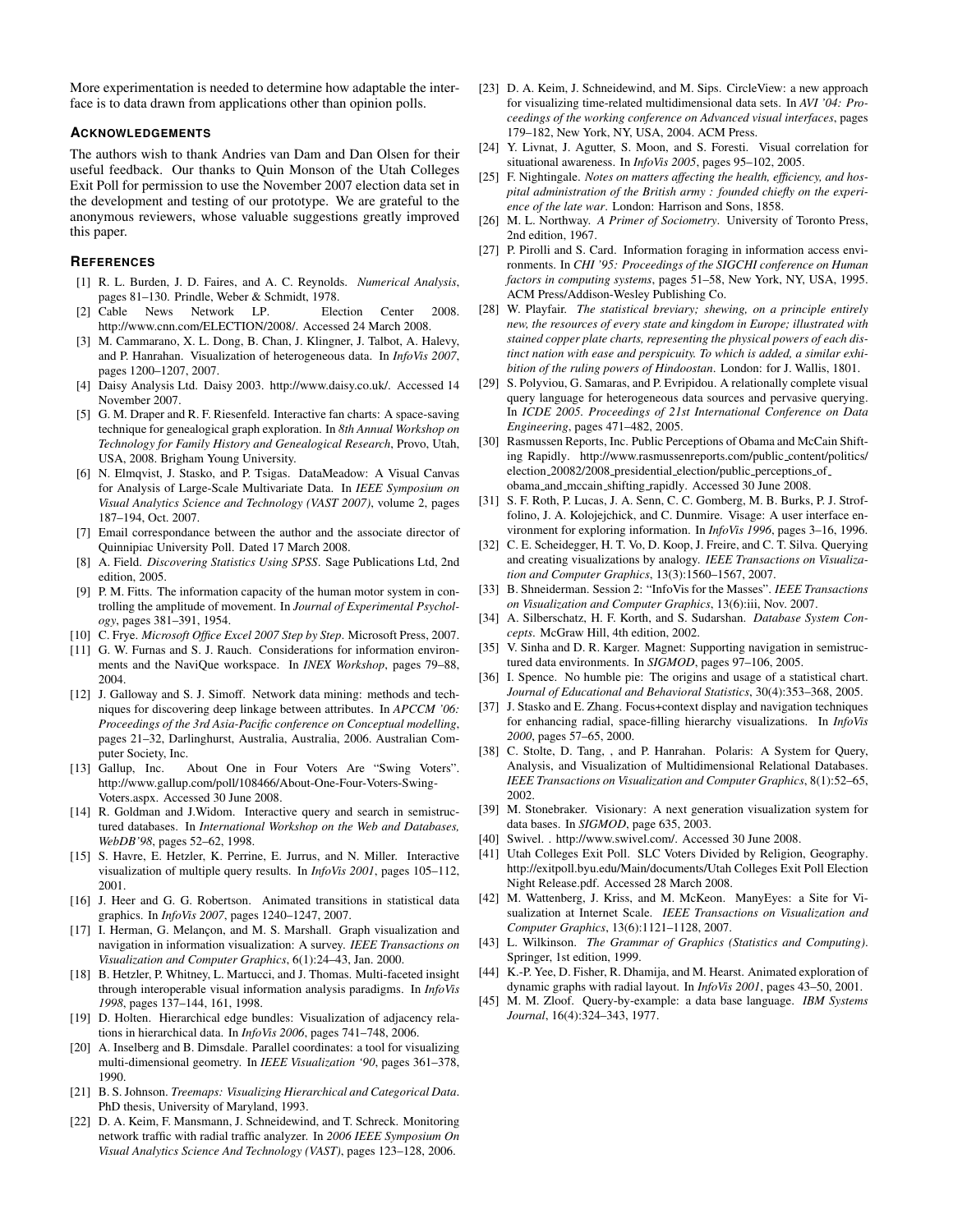More experimentation is needed to determine how adaptable the interface is to data drawn from applications other than opinion polls.

## Acknowledgements

The authors wish to thank Andries van Dam and Dan Olsen for their useful feedback. Our thanks to Quin Monson of the Utah Colleges Exit Poll for permission to use the November 2007 election data set in the development and testing of our prototype. We are grateful to the anonymous reviewers, whose valuable suggestions greatly improved this paper.

## References

[1] R. L. Burden, J. D. Faires, and A. C. Reynolds. *Numerical Analysis*, pages 81–130. Prindle, Weber & Schmidt, 1978.

[2] Cable News Network LP. Election Center 2008. http://www.cnn.com/ELECTION/2008/. Accessed 24 March 2008.

[3] M. Cammarano, X. L. Dong, B. Chan, J. Klingner, J. Talbot, A. Halevy, and P. Hanrahan. Visualization of heterogeneous data. In *InfoVis 2007*, pages 1200–1207, 2007.

[4] Daisy Analysis Ltd. Daisy 2003. http://www.daisy.co.uk/. Accessed 14 November 2007.

[5] G. M. Draper and R. F. Riesenfeld. Interactive fan charts: A space-saving technique for genealogical graph exploration. In *8th Annual Workshop on Technology for Family History and Genealogical Research*, Provo, Utah, USA, 2008. Brigham Young University.

[6] N. Elmqvist, J. Stasko, and P. Tsigas. DataMeadow: A Visual Canvas for Analysis of Large-Scale Multivariate Data. In *IEEE Symposium on Visual Analytics Science and Technology (VAST 2007)*, volume 2, pages 187–194, Oct. 2007.

[7] Email correspondance between the author and the associate director of Quinnipiac University Poll. Dated 17 March 2008.

[8] A. Field. *Discovering Statistics Using SPSS*. Sage Publications Ltd, 2nd edition, 2005.

[9] P. M. Fitts. The information capacity of the human motor system in controlling the amplitude of movement. In *Journal of Experimental Psychology*, pages 381–391, 1954.

[10] C. Frye. *Microsoft Office Excel 2007 Step by Step*. Microsoft Press, 2007.

[11] G. W. Furnas and S. J. Rauch. Considerations for information environments and the NaviQue workspace. In *INEX Workshop*, pages 79–88, 2004.

[12] J. Galloway and S. J. Simoff. Network data mining: methods and techniques for discovering deep linkage between attributes. In *APCCM '06: Proceedings of the 3rd Asia-Pacific conference on Conceptual modelling*, pages 21–32, Darlinghurst, Australia, Australia, 2006. Australian Computer Society, Inc.

[13] Gallup, Inc. About One in Four Voters Are "Swing Voters". http://www.gallup.com/poll/108466/About-One-Four-Voters-Swing-Voters.aspx. Accessed 30 June 2008.

[14] R. Goldman and J.Widom. Interactive query and search in semistructured databases. In *International Workshop on the Web and Databases, WebDB'98*, pages 52–62, 1998.

[15] S. Havre, E. Hetzler, K. Perrine, E. Jurrus, and N. Miller. Interactive visualization of multiple query results. In *InfoVis 2001*, pages 105–112, 2001.

[16] J. Heer and G. G. Robertson. Animated transitions in statistical data graphics. In *InfoVis 2007*, pages 1240–1247, 2007.

[17] I. Herman, G. Melançon, and M. S. Marshall. Graph visualization and navigation in information visualization: A survey. *IEEE Transactions on Visualization and Computer Graphics*, 6(1):24–43, Jan. 2000.

[18] B. Hetzler, P. Whitney, L. Martucci, and J. Thomas. Multi-faceted insight through interoperable visual information analysis paradigms. In *InfoVis 1998*, pages 137–144, 161, 1998.

[19] D. Holten. Hierarchical edge bundles: Visualization of adjacency relations in hierarchical data. In *InfoVis 2006*, pages 741–748, 2006.

[20] A. Inselberg and B. Dimsdale. Parallel coordinates: a tool for visualizing multi-dimensional geometry. In *IEEE Visualization '90*, pages 361–378, 1990.

[21] B. S. Johnson. *Treemaps: Visualizing Hierarchical and Categorical Data*. PhD thesis, University of Maryland, 1993.

[22] D. A. Keim, F. Mansmann, J. Schneidewind, and T. Schreck. Monitoring network traffic with radial traffic analyzer. In *2006 IEEE Symposium On Visual Analytics Science And Technology (VAST)*, pages 123–128, 2006.

[23] D. A. Keim, J. Schneidewind, and M. Sips. CircleView: a new approach for visualizing time-related multidimensional data sets. In *AVI '04: Proceedings of the working conference on Advanced visual interfaces*, pages 179–182, New York, NY, USA, 2004. ACM Press.

[24] Y. Livnat, J. Agutter, S. Moon, and S. Foresti. Visual correlation for situational awareness. In *InfoVis 2005*, pages 95–102, 2005.

[25] F. Nightingale. *Notes on matters affecting the health, efficiency, and hospital administration of the British army : founded chiefly on the experience of the late war*. London: Harrison and Sons, 1858.

[26] M. L. Northway. *A Primer of Sociometry*. University of Toronto Press, 2nd edition, 1967.

[27] P. Pirolli and S. Card. Information foraging in information access environments. In *CHI '95: Proceedings of the SIGCHI conference on Human factors in computing systems*, pages 51–58, New York, NY, USA, 1995. ACM Press/Addison-Wesley Publishing Co.

[28] W. Playfair. *The statistical breviary; shewing, on a principle entirely new, the resources of every state and kingdom in Europe; illustrated with stained copper plate charts, representing the physical powers of each distinct nation with ease and perspicuity. To which is added, a similar exhibition of the ruling powers of Hindoostan*. London: for J. Wallis, 1801.

[29] S. Polyviou, G. Samaras, and P. Evripidou. A relationally complete visual query language for heterogeneous data sources and pervasive querying. In *ICDE 2005. Proceedings of 21st International Conference on Data Engineering*, pages 471–482, 2005.

[30] Rasmussen Reports, Inc. Public Perceptions of Obama and McCain Shifting Rapidly. http://www.rasmussenreports.com/public_content/politics/election_20082/2008_presidential_election/public_perceptions_of_obama_and_mccain_shifting_rapidly. Accessed 30 June 2008.

[31] S. F. Roth, P. Lucas, J. A. Senn, C. C. Gomberg, M. B. Burks, P. J. Stroffolino, J. A. Kolojejchick, and C. Dunmire. Visage: A user interface environment for exploring information. In *InfoVis 1996*, pages 3–16, 1996.

[32] C. E. Scheidegger, H. T. Vo, D. Koop, J. Freire, and C. T. Silva. Querying and creating visualizations by analogy. *IEEE Transactions on Visualization and Computer Graphics*, 13(3):1560–1567, 2007.

[33] B. Shneiderman. Session 2: "InfoVis for the Masses". *IEEE Transactions on Visualization and Computer Graphics*, 13(6):iii, Nov. 2007.

[34] A. Silberschatz, H. F. Korth, and S. Sudarshan. *Database System Concepts*. McGraw Hill, 4th edition, 2002.

[35] V. Sinha and D. R. Karger. Magnet: Supporting navigation in semistructured data environments. In *SIGMOD*, pages 97–106, 2005.

[36] I. Spence. No humble pie: The origins and usage of a statistical chart. *Journal of Educational and Behavioral Statistics*, 30(4):353–368, 2005.

[37] J. Stasko and E. Zhang. Focus+context display and navigation techniques for enhancing radial, space-filling hierarchy visualizations. In *InfoVis 2000*, pages 57–65, 2000.

[38] C. Stolte, D. Tang, , and P. Hanrahan. Polaris: A System for Query, Analysis, and Visualization of Multidimensional Relational Databases. *IEEE Transactions on Visualization and Computer Graphics*, 8(1):52–65, 2002.

[39] M. Stonebraker. Visionary: A next generation visualization system for data bases. In *SIGMOD*, page 635, 2003.

[40] Swivel. . http://www.swivel.com/. Accessed 30 June 2008.

[41] Utah Colleges Exit Poll. SLC Voters Divided by Religion, Geography. http://exitpoll.byu.edu/Main/documents/Utah Colleges Exit Poll Election Night Release.pdf. Accessed 28 March 2008.

[42] M. Wattenberg, J. Kriss, and M. McKeon. ManyEyes: a Site for Visualization at Internet Scale. *IEEE Transactions on Visualization and Computer Graphics*, 13(6):1121–1128, 2007.

[43] L. Wilkinson. *The Grammar of Graphics (Statistics and Computing)*. Springer, 1st edition, 1999.

[44] K.-P. Yee, D. Fisher, R. Dhamija, and M. Hearst. Animated exploration of dynamic graphs with radial layout. In *InfoVis 2001*, pages 43–50, 2001.

[45] M. M. Zloof. Query-by-example: a data base language. *IBM Systems Journal*, 16(4):324–343, 1977.